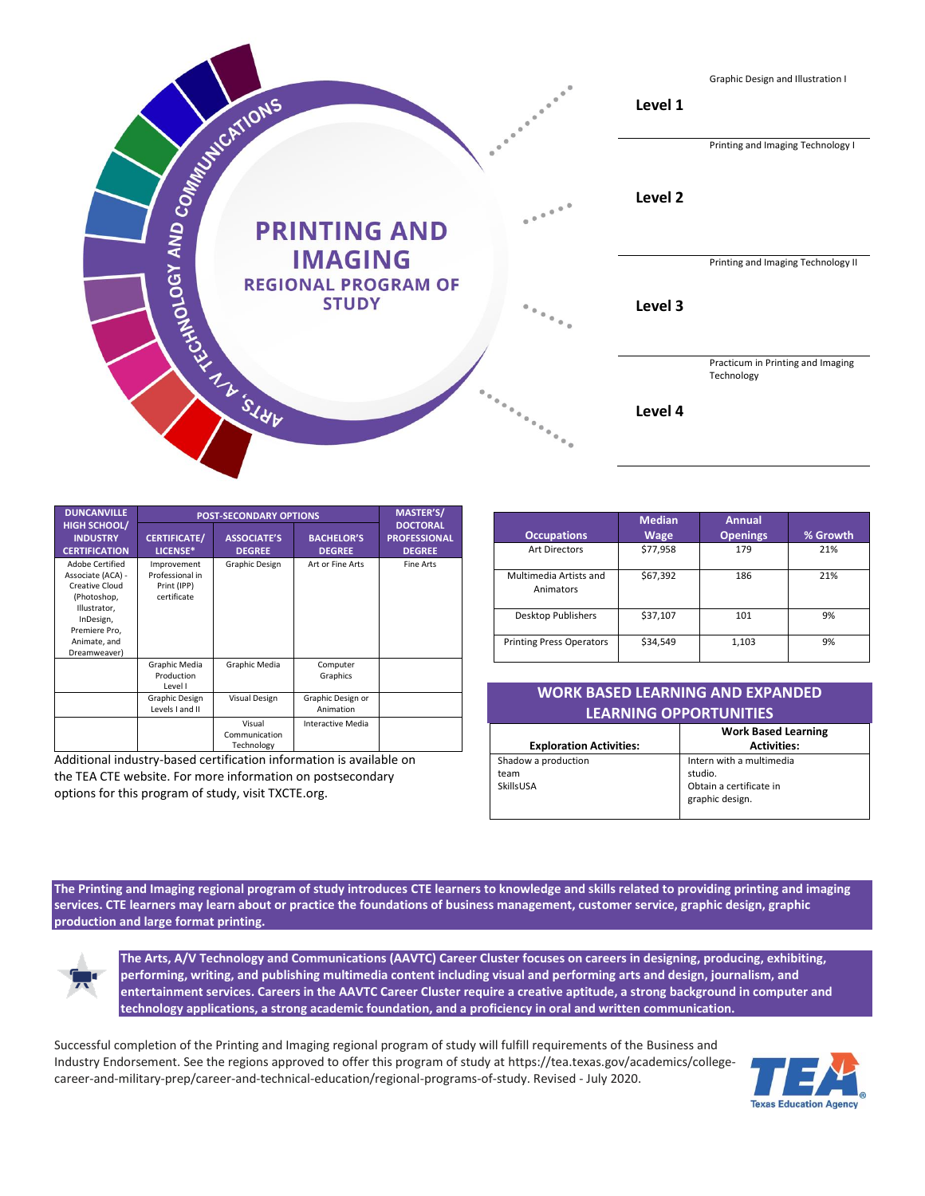# PRINTING AND IMAGING

## REGIONAL PROGRAM OF STUDY

ARTS, A/V TECHNOLOGY AND COMMUNICATIONS

**Level 1**
- Graphic Design and Illustration I
- Printing and Imaging Technology I

**Level 2**
- Printing and Imaging Technology II

**Level 3**
- Practicum in Printing and Imaging Technology

**Level 4**

| DUNCANVILLE HIGH SCHOOL/ INDUSTRY CERTIFICATION | POST-SECONDARY OPTIONS | | | MASTER'S/ DOCTORAL PROFESSIONAL DEGREE |
|---|---|---|---|---|
| | CERTIFICATE/ LICENSE* | ASSOCIATE'S DEGREE | BACHELOR'S DEGREE | |
| Adobe Certified Associate (ACA) - Creative Cloud (Photoshop, Illustrator, InDesign, Premiere Pro, Animate, and Dreamweaver) | Improvement Professional in Print (IPP) certificate | Graphic Design | Art or Fine Arts | Fine Arts |
| | Graphic Media Production Level I | Graphic Media | Computer Graphics | |
| | Graphic Design Levels I and II | Visual Design | Graphic Design or Animation | |
| | | Visual Communication Technology | Interactive Media | |

Additional industry-based certification information is available on the TEA CTE website. For more information on postsecondary options for this program of study, visit TXCTE.org.

| Occupations | Median Wage | Annual Openings | % Growth |
|---|---|---|---|
| Art Directors | $77,958 | 179 | 21% |
| Multimedia Artists and Animators | $67,392 | 186 | 21% |
| Desktop Publishers | $37,107 | 101 | 9% |
| Printing Press Operators | $34,549 | 1,103 | 9% |

## WORK BASED LEARNING AND EXPANDED LEARNING OPPORTUNITIES

| Exploration Activities: | Work Based Learning Activities: |
|---|---|
| Shadow a production team<br>SkillsUSA | Intern with a multimedia studio.<br>Obtain a certificate in graphic design. |

**The Printing and Imaging regional program of study introduces CTE learners to knowledge and skills related to providing printing and imaging services. CTE learners may learn about or practice the foundations of business management, customer service, graphic design, graphic production and large format printing.**

**The Arts, A/V Technology and Communications (AAVTC) Career Cluster focuses on careers in designing, producing, exhibiting, performing, writing, and publishing multimedia content including visual and performing arts and design, journalism, and entertainment services. Careers in the AAVTC Career Cluster require a creative aptitude, a strong background in computer and technology applications, a strong academic foundation, and a proficiency in oral and written communication.**

Successful completion of the Printing and Imaging regional program of study will fulfill requirements of the Business and Industry Endorsement. See the regions approved to offer this program of study at https://tea.texas.gov/academics/college-career-and-military-prep/career-and-technical-education/regional-programs-of-study. Revised - July 2020.

TEA Texas Education Agency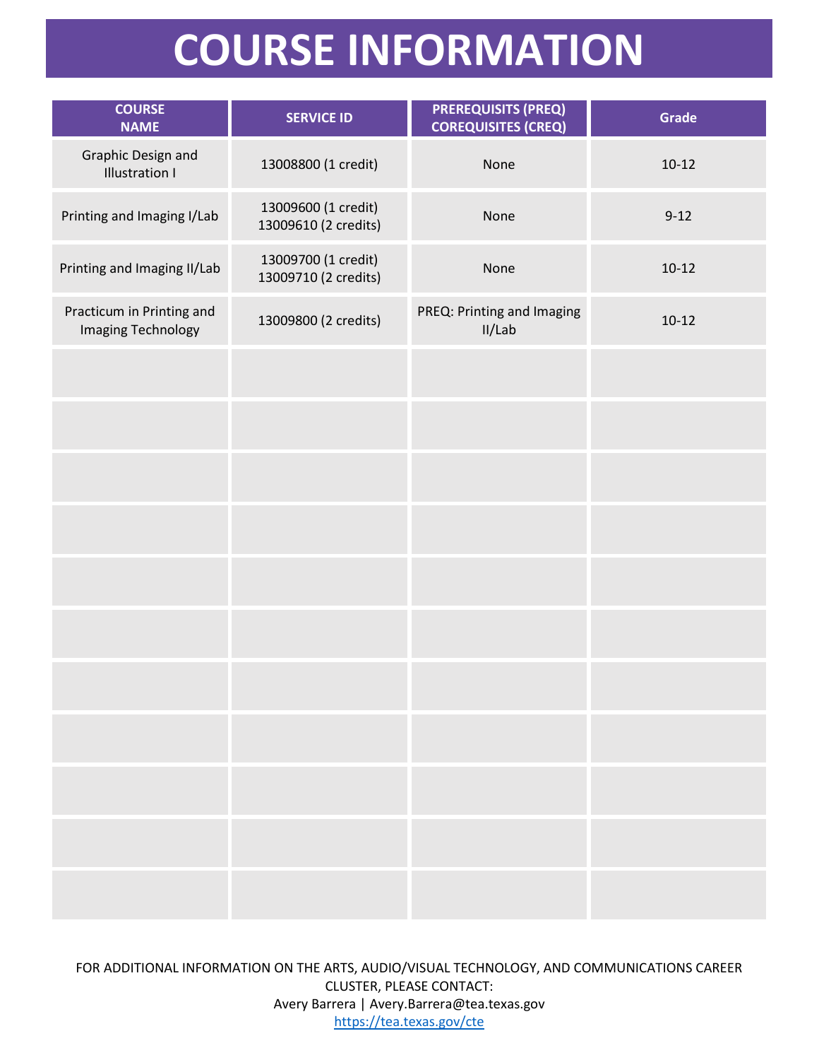# COURSE INFORMATION

| COURSE NAME | SERVICE ID | PREREQUISITS (PREQ) COREQUISITES (CREQ) | Grade |
|---|---|---|---|
| Graphic Design and Illustration I | 13008800 (1 credit) | None | 10-12 |
| Printing and Imaging I/Lab | 13009600 (1 credit)<br>13009610 (2 credits) | None | 9-12 |
| Printing and Imaging II/Lab | 13009700 (1 credit)<br>13009710 (2 credits) | None | 10-12 |
| Practicum in Printing and Imaging Technology | 13009800 (2 credits) | PREQ: Printing and Imaging II/Lab | 10-12 |
| | | | |
| | | | |
| | | | |
| | | | |
| | | | |
| | | | |
| | | | |
| | | | |
| | | | |
| | | | |
| | | | |

FOR ADDITIONAL INFORMATION ON THE ARTS, AUDIO/VISUAL TECHNOLOGY, AND COMMUNICATIONS CAREER CLUSTER, PLEASE CONTACT:
Avery Barrera | Avery.Barrera@tea.texas.gov
https://tea.texas.gov/cte